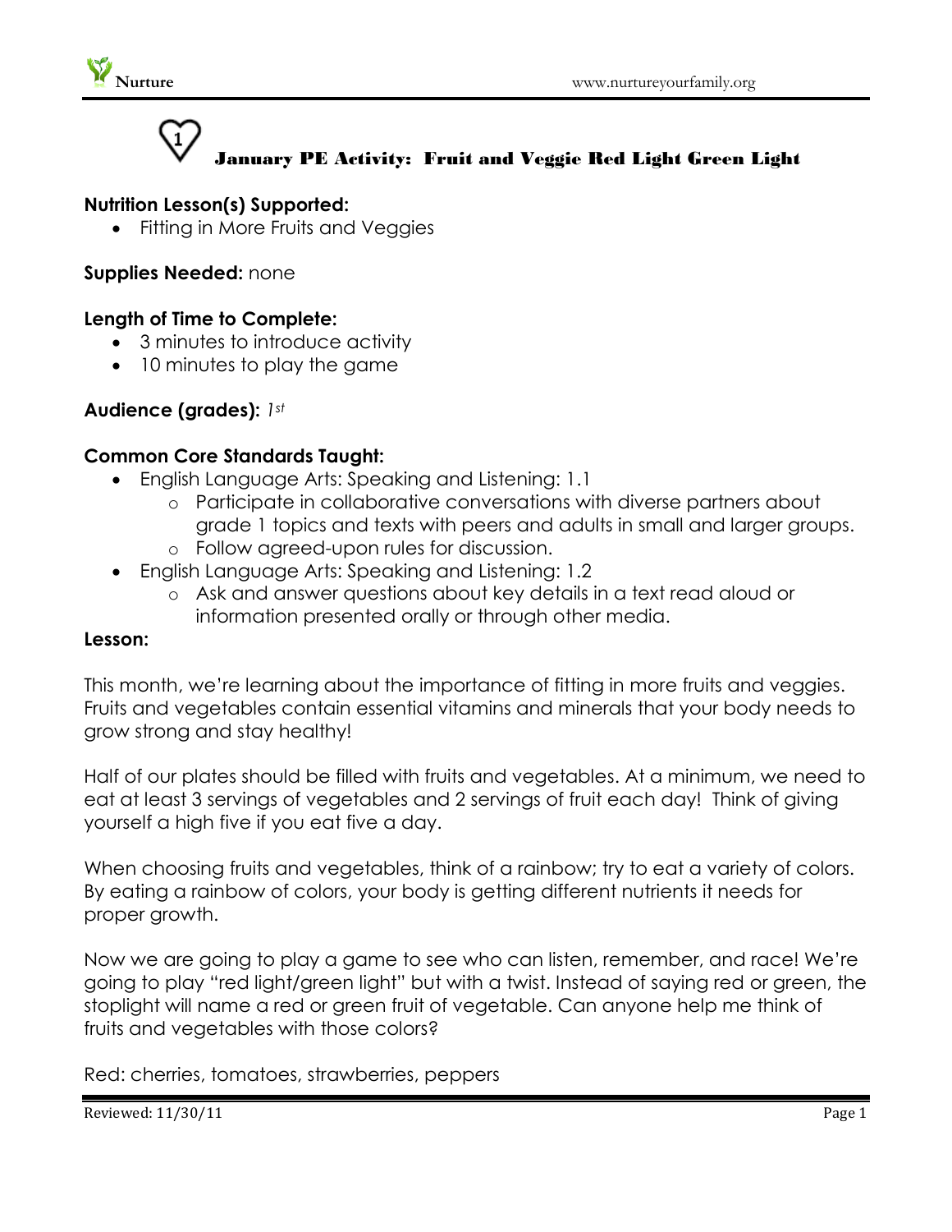# January PE Activity: Fruit and Veggie Red Light Green Light

**Nutrition Lesson(s) Supported:**

- Fitting in More Fruits and Veggies

**Supplies Needed:** none

**Length of Time to Complete:**

- 3 minutes to introduce activity
- 10 minutes to play the game

**Audience (grades):** *1st*

**Common Core Standards Taught:**

- English Language Arts: Speaking and Listening: 1.1
  - Participate in collaborative conversations with diverse partners about grade 1 topics and texts with peers and adults in small and larger groups.
  - Follow agreed-upon rules for discussion.
- English Language Arts: Speaking and Listening: 1.2
  - Ask and answer questions about key details in a text read aloud or information presented orally or through other media.

**Lesson:**

This month, we're learning about the importance of fitting in more fruits and veggies. Fruits and vegetables contain essential vitamins and minerals that your body needs to grow strong and stay healthy!

Half of our plates should be filled with fruits and vegetables. At a minimum, we need to eat at least 3 servings of vegetables and 2 servings of fruit each day! Think of giving yourself a high five if you eat five a day.

When choosing fruits and vegetables, think of a rainbow; try to eat a variety of colors. By eating a rainbow of colors, your body is getting different nutrients it needs for proper growth.

Now we are going to play a game to see who can listen, remember, and race! We're going to play "red light/green light" but with a twist. Instead of saying red or green, the stoplight will name a red or green fruit of vegetable. Can anyone help me think of fruits and vegetables with those colors?

Red: cherries, tomatoes, strawberries, peppers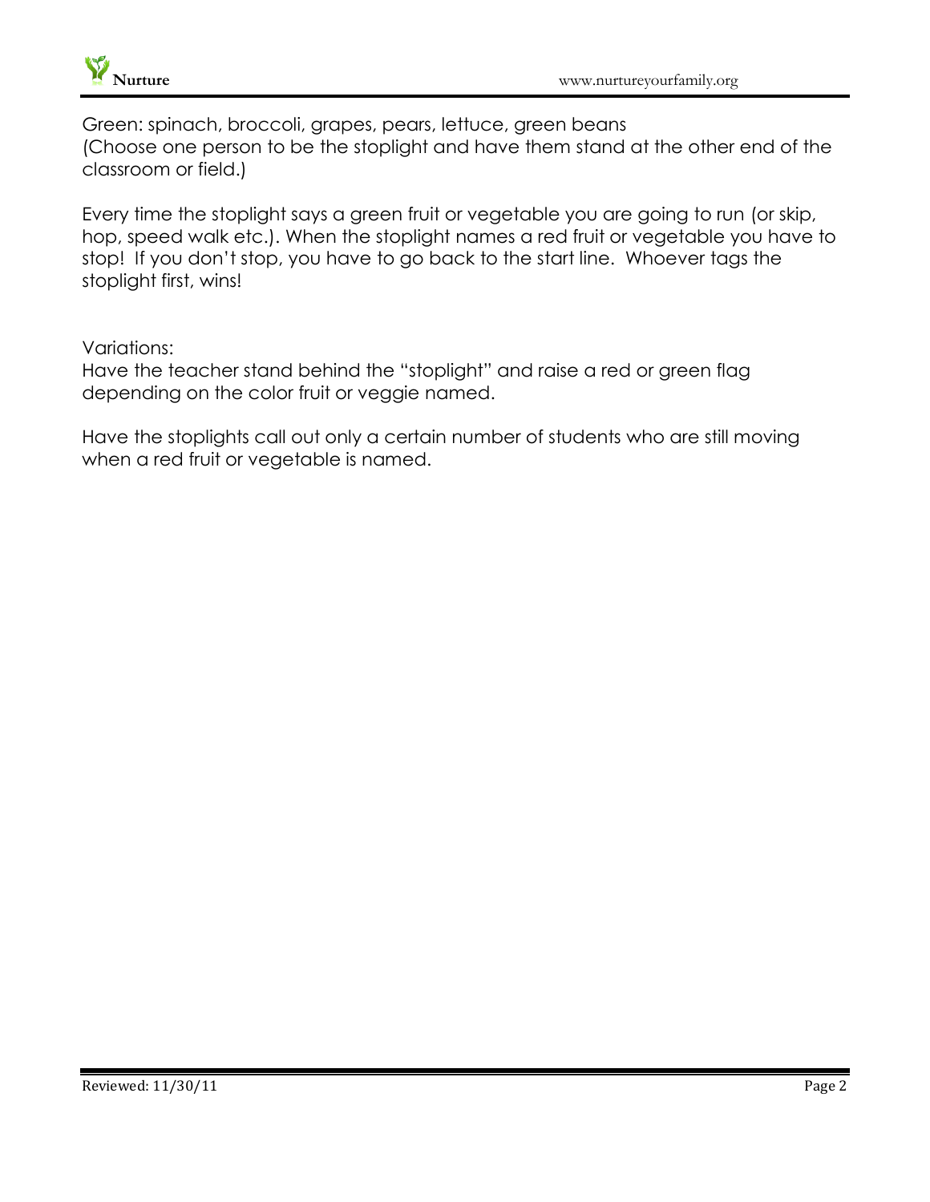Green: spinach, broccoli, grapes, pears, lettuce, green beans
(Choose one person to be the stoplight and have them stand at the other end of the classroom or field.)

Every time the stoplight says a green fruit or vegetable you are going to run (or skip, hop, speed walk etc.). When the stoplight names a red fruit or vegetable you have to stop! If you don't stop, you have to go back to the start line. Whoever tags the stoplight first, wins!

Variations:
Have the teacher stand behind the "stoplight" and raise a red or green flag depending on the color fruit or veggie named.

Have the stoplights call out only a certain number of students who are still moving when a red fruit or vegetable is named.